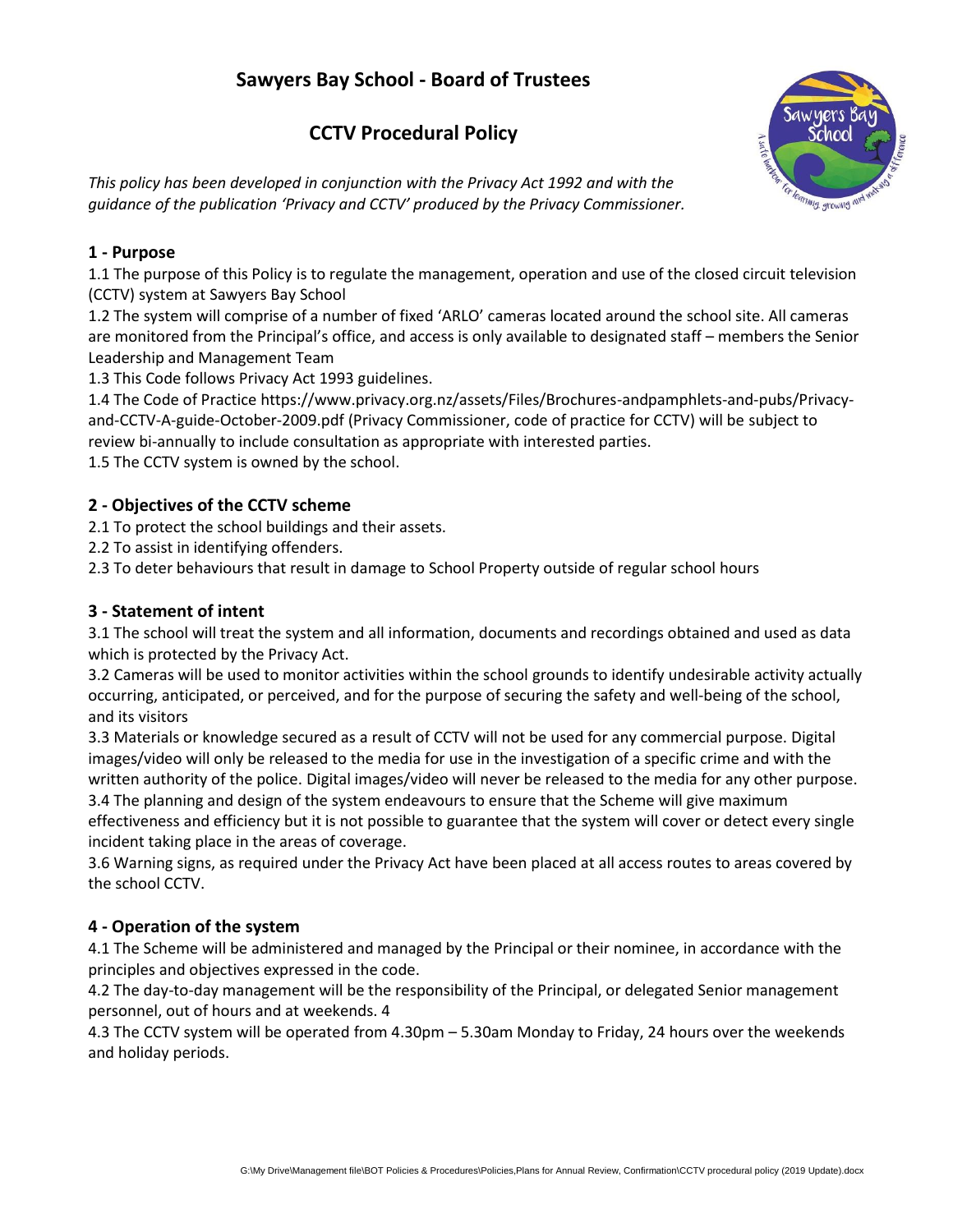# Sawyers Bay School - Board of Trustees

## CCTV Procedural Policy

*This policy has been developed in conjunction with the Privacy Act 1992 and with the guidance of the publication 'Privacy and CCTV' produced by the Privacy Commissioner.*

### 1 - Purpose

1.1 The purpose of this Policy is to regulate the management, operation and use of the closed circuit television (CCTV) system at Sawyers Bay School

1.2 The system will comprise of a number of fixed 'ARLO' cameras located around the school site. All cameras are monitored from the Principal's office, and access is only available to designated staff – members the Senior Leadership and Management Team

1.3 This Code follows Privacy Act 1993 guidelines.

1.4 The Code of Practice https://www.privacy.org.nz/assets/Files/Brochures-andpamphlets-and-pubs/Privacy-and-CCTV-A-guide-October-2009.pdf (Privacy Commissioner, code of practice for CCTV) will be subject to review bi-annually to include consultation as appropriate with interested parties.

1.5 The CCTV system is owned by the school.

### 2 - Objectives of the CCTV scheme

2.1 To protect the school buildings and their assets.

2.2 To assist in identifying offenders.

2.3 To deter behaviours that result in damage to School Property outside of regular school hours

### 3 - Statement of intent

3.1 The school will treat the system and all information, documents and recordings obtained and used as data which is protected by the Privacy Act.

3.2 Cameras will be used to monitor activities within the school grounds to identify undesirable activity actually occurring, anticipated, or perceived, and for the purpose of securing the safety and well-being of the school, and its visitors

3.3 Materials or knowledge secured as a result of CCTV will not be used for any commercial purpose. Digital images/video will only be released to the media for use in the investigation of a specific crime and with the written authority of the police. Digital images/video will never be released to the media for any other purpose.

3.4 The planning and design of the system endeavours to ensure that the Scheme will give maximum effectiveness and efficiency but it is not possible to guarantee that the system will cover or detect every single incident taking place in the areas of coverage.

3.6 Warning signs, as required under the Privacy Act have been placed at all access routes to areas covered by the school CCTV.

### 4 - Operation of the system

4.1 The Scheme will be administered and managed by the Principal or their nominee, in accordance with the principles and objectives expressed in the code.

4.2 The day-to-day management will be the responsibility of the Principal, or delegated Senior management personnel, out of hours and at weekends. 4

4.3 The CCTV system will be operated from 4.30pm – 5.30am Monday to Friday, 24 hours over the weekends and holiday periods.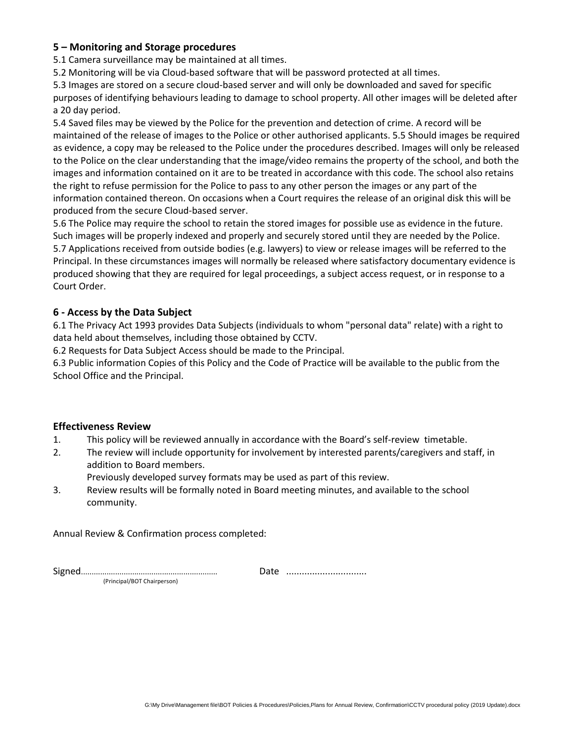## 5 – Monitoring and Storage procedures

5.1 Camera surveillance may be maintained at all times.

5.2 Monitoring will be via Cloud-based software that will be password protected at all times.

5.3 Images are stored on a secure cloud-based server and will only be downloaded and saved for specific purposes of identifying behaviours leading to damage to school property. All other images will be deleted after a 20 day period.

5.4 Saved files may be viewed by the Police for the prevention and detection of crime. A record will be maintained of the release of images to the Police or other authorised applicants. 5.5 Should images be required as evidence, a copy may be released to the Police under the procedures described. Images will only be released to the Police on the clear understanding that the image/video remains the property of the school, and both the images and information contained on it are to be treated in accordance with this code. The school also retains the right to refuse permission for the Police to pass to any other person the images or any part of the information contained thereon. On occasions when a Court requires the release of an original disk this will be produced from the secure Cloud-based server.

5.6 The Police may require the school to retain the stored images for possible use as evidence in the future. Such images will be properly indexed and properly and securely stored until they are needed by the Police.

5.7 Applications received from outside bodies (e.g. lawyers) to view or release images will be referred to the Principal. In these circumstances images will normally be released where satisfactory documentary evidence is produced showing that they are required for legal proceedings, a subject access request, or in response to a Court Order.

## 6 - Access by the Data Subject

6.1 The Privacy Act 1993 provides Data Subjects (individuals to whom "personal data" relate) with a right to data held about themselves, including those obtained by CCTV.

6.2 Requests for Data Subject Access should be made to the Principal.

6.3 Public information Copies of this Policy and the Code of Practice will be available to the public from the School Office and the Principal.

## Effectiveness Review

1. This policy will be reviewed annually in accordance with the Board's self-review timetable.
2. The review will include opportunity for involvement by interested parents/caregivers and staff, in addition to Board members.
   Previously developed survey formats may be used as part of this review.
3. Review results will be formally noted in Board meeting minutes, and available to the school community.

Annual Review & Confirmation process completed:

Signed………………………………………………………… Date ..............................

(Principal/BOT Chairperson)

G:\My Drive\Management file\BOT Policies & Procedures\Policies,Plans for Annual Review, Confirmation\CCTV procedural policy (2019 Update).docx